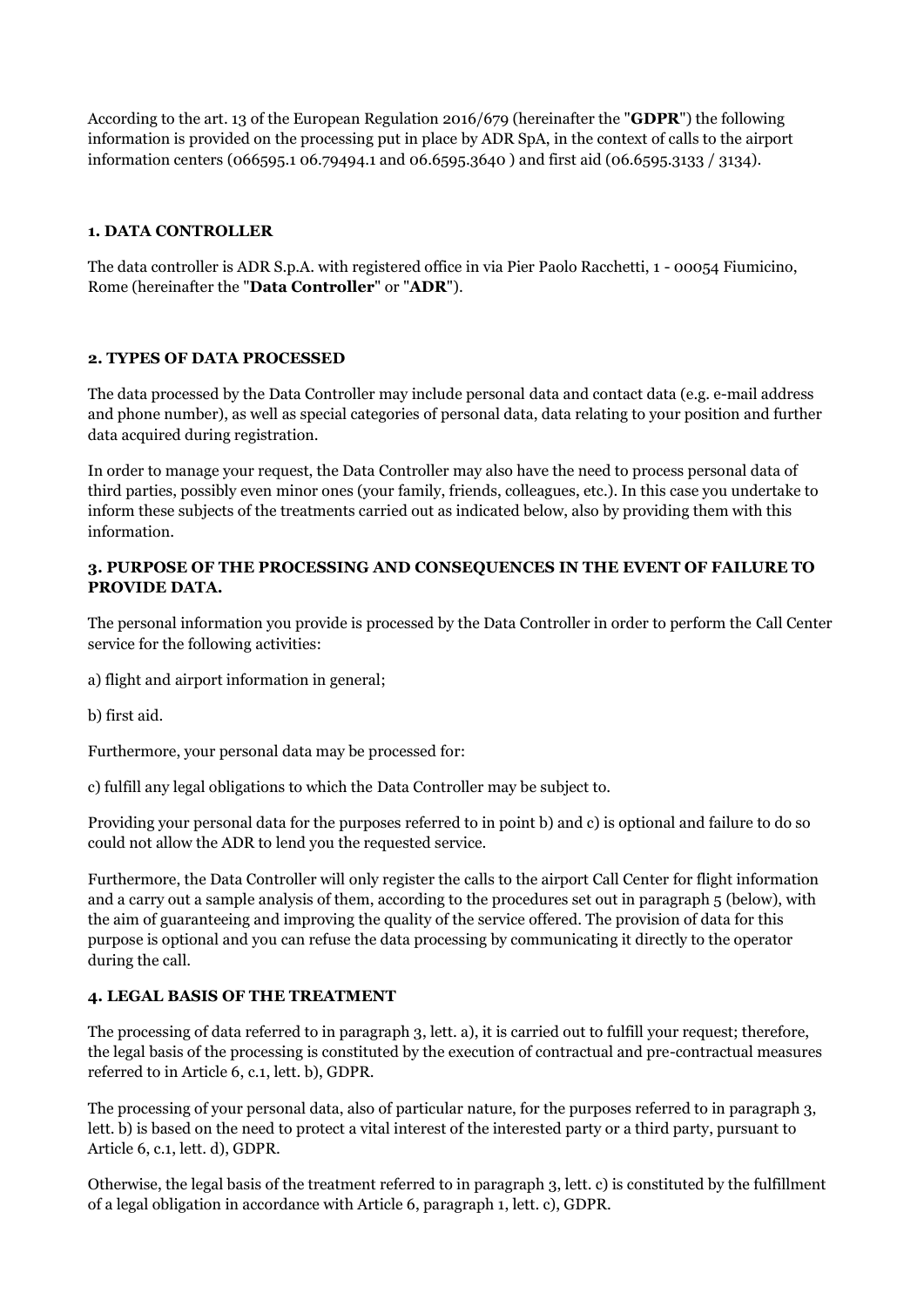According to the art. 13 of the European Regulation 2016/679 (hereinafter the "**GDPR**") the following information is provided on the processing put in place by ADR SpA, in the context of calls to the airport information centers (066595.1 06.79494.1 and 06.6595.3640 ) and first aid (06.6595.3133 / 3134).

### 1. DATA CONTROLLER

The data controller is ADR S.p.A. with registered office in via Pier Paolo Racchetti, 1 - 00054 Fiumicino, Rome (hereinafter the "**Data Controller**" or "**ADR**").

### 2. TYPES OF DATA PROCESSED

The data processed by the Data Controller may include personal data and contact data (e.g. e-mail address and phone number), as well as special categories of personal data, data relating to your position and further data acquired during registration.

In order to manage your request, the Data Controller may also have the need to process personal data of third parties, possibly even minor ones (your family, friends, colleagues, etc.). In this case you undertake to inform these subjects of the treatments carried out as indicated below, also by providing them with this information.

### 3. PURPOSE OF THE PROCESSING AND CONSEQUENCES IN THE EVENT OF FAILURE TO PROVIDE DATA.

The personal information you provide is processed by the Data Controller in order to perform the Call Center service for the following activities:

a) flight and airport information in general;

b) first aid.

Furthermore, your personal data may be processed for:

c) fulfill any legal obligations to which the Data Controller may be subject to.

Providing your personal data for the purposes referred to in point b) and c) is optional and failure to do so could not allow the ADR to lend you the requested service.

Furthermore, the Data Controller will only register the calls to the airport Call Center for flight information and a carry out a sample analysis of them, according to the procedures set out in paragraph 5 (below), with the aim of guaranteeing and improving the quality of the service offered. The provision of data for this purpose is optional and you can refuse the data processing by communicating it directly to the operator during the call.

### 4. LEGAL BASIS OF THE TREATMENT

The processing of data referred to in paragraph 3, lett. a), it is carried out to fulfill your request; therefore, the legal basis of the processing is constituted by the execution of contractual and pre-contractual measures referred to in Article 6, c.1, lett. b), GDPR.

The processing of your personal data, also of particular nature, for the purposes referred to in paragraph 3, lett. b) is based on the need to protect a vital interest of the interested party or a third party, pursuant to Article 6, c.1, lett. d), GDPR.

Otherwise, the legal basis of the treatment referred to in paragraph 3, lett. c) is constituted by the fulfillment of a legal obligation in accordance with Article 6, paragraph 1, lett. c), GDPR.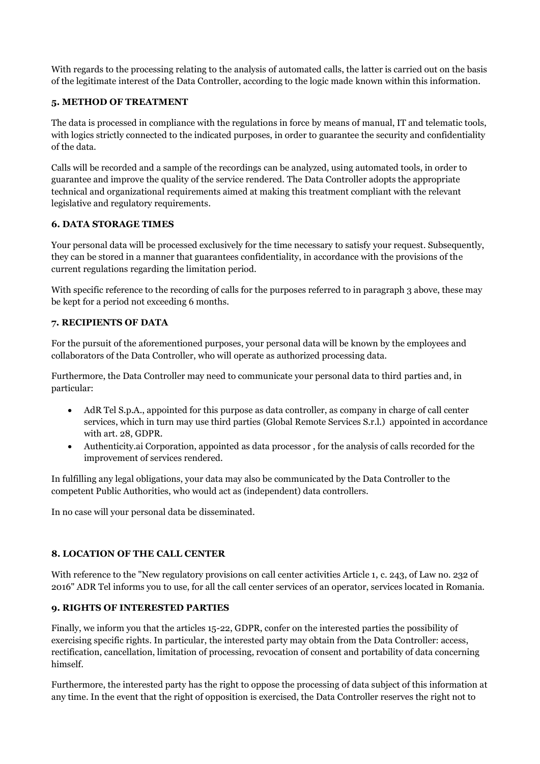With regards to the processing relating to the analysis of automated calls, the latter is carried out on the basis of the legitimate interest of the Data Controller, according to the logic made known within this information.

### 5. METHOD OF TREATMENT

The data is processed in compliance with the regulations in force by means of manual, IT and telematic tools, with logics strictly connected to the indicated purposes, in order to guarantee the security and confidentiality of the data.

Calls will be recorded and a sample of the recordings can be analyzed, using automated tools, in order to guarantee and improve the quality of the service rendered. The Data Controller adopts the appropriate technical and organizational requirements aimed at making this treatment compliant with the relevant legislative and regulatory requirements.

### 6. DATA STORAGE TIMES

Your personal data will be processed exclusively for the time necessary to satisfy your request. Subsequently, they can be stored in a manner that guarantees confidentiality, in accordance with the provisions of the current regulations regarding the limitation period.

With specific reference to the recording of calls for the purposes referred to in paragraph 3 above, these may be kept for a period not exceeding 6 months.

### 7. RECIPIENTS OF DATA

For the pursuit of the aforementioned purposes, your personal data will be known by the employees and collaborators of the Data Controller, who will operate as authorized processing data.

Furthermore, the Data Controller may need to communicate your personal data to third parties and, in particular:

- AdR Tel S.p.A., appointed for this purpose as data controller, as company in charge of call center services, which in turn may use third parties (Global Remote Services S.r.l.) appointed in accordance with art. 28, GDPR.
- Authenticity.ai Corporation, appointed as data processor , for the analysis of calls recorded for the improvement of services rendered.

In fulfilling any legal obligations, your data may also be communicated by the Data Controller to the competent Public Authorities, who would act as (independent) data controllers.

In no case will your personal data be disseminated.

### 8. LOCATION OF THE CALL CENTER

With reference to the "New regulatory provisions on call center activities Article 1, c. 243, of Law no. 232 of 2016" ADR Tel informs you to use, for all the call center services of an operator, services located in Romania.

### 9. RIGHTS OF INTERESTED PARTIES

Finally, we inform you that the articles 15-22, GDPR, confer on the interested parties the possibility of exercising specific rights. In particular, the interested party may obtain from the Data Controller: access, rectification, cancellation, limitation of processing, revocation of consent and portability of data concerning himself.

Furthermore, the interested party has the right to oppose the processing of data subject of this information at any time. In the event that the right of opposition is exercised, the Data Controller reserves the right not to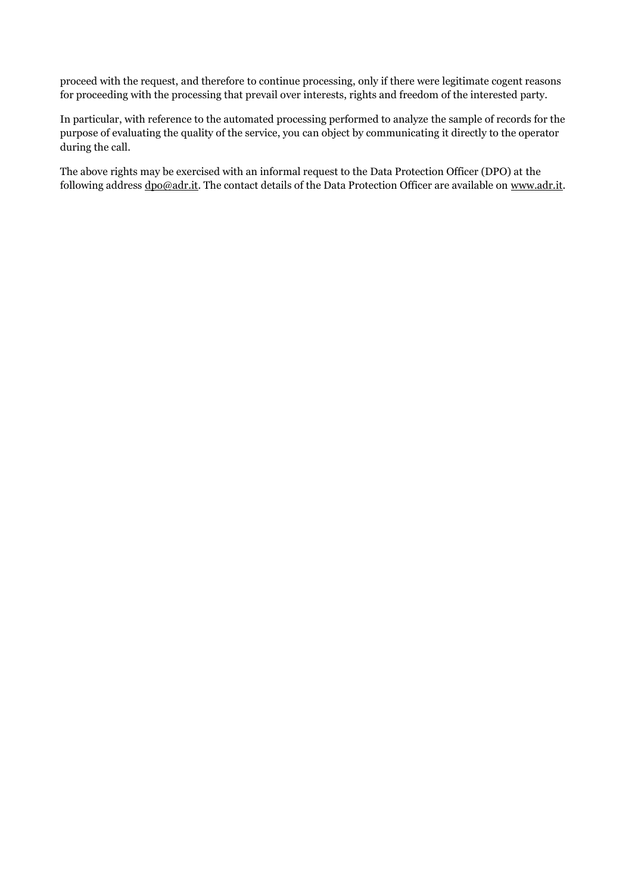proceed with the request, and therefore to continue processing, only if there were legitimate cogent reasons for proceeding with the processing that prevail over interests, rights and freedom of the interested party.

In particular, with reference to the automated processing performed to analyze the sample of records for the purpose of evaluating the quality of the service, you can object by communicating it directly to the operator during the call.

The above rights may be exercised with an informal request to the Data Protection Officer (DPO) at the following address dpo@adr.it. The contact details of the Data Protection Officer are available on www.adr.it.